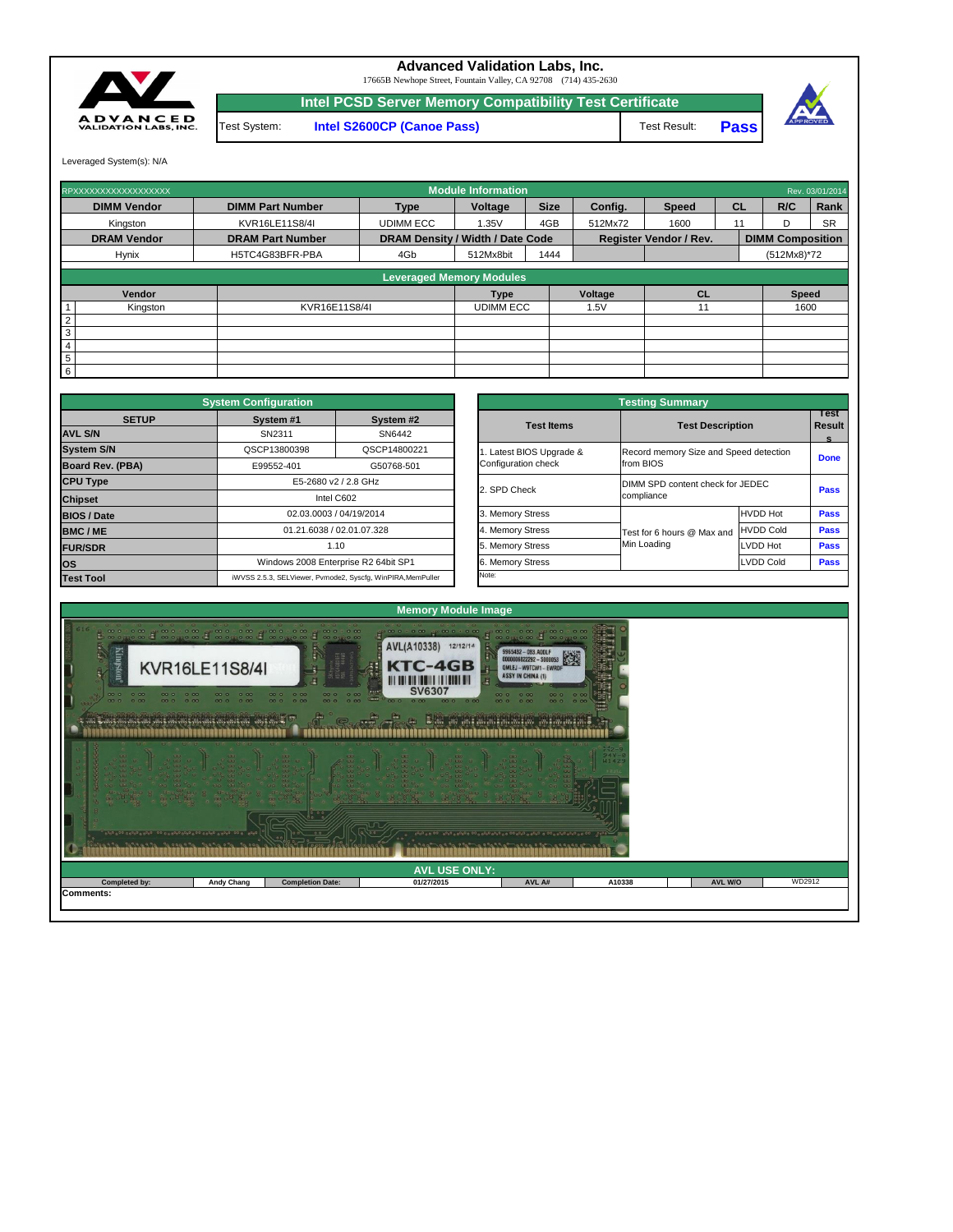# Advanced Validation Labs, Inc.

17665B Newhope Street, Fountain Valley, CA 92708 (714) 435-2630

## Intel PCSD Server Memory Compatibility Test Certificate

| Test System: | Intel S2600CP (Canoe Pass) | Test Result: | Pass |
|---|---|---|---|

Leveraged System(s): N/A

| RPXXXXXXXXXXXXXXXXXX | | | Module Information | | | | | | Rev. 03/01/2014 |
|---|---|---|---|---|---|---|---|---|---|
| **DIMM Vendor** | **DIMM Part Number** | **Type** | **Voltage** | **Size** | **Config.** | **Speed** | **CL** | **R/C** | **Rank** |
| Kingston | KVR16LE11S8/4I | UDIMM ECC | 1.35V | 4GB | 512Mx72 | 1600 | 11 | D | SR |
| **DRAM Vendor** | **DRAM Part Number** | **DRAM Density / Width / Date Code** | | | **Register Vendor / Rev.** | | | **DIMM Composition** | |
| Hynix | H5TC4G83BFR-PBA | 4Gb | 512Mx8bit | 1444 | | | | (512Mx8)*72 | |

**Leveraged Memory Modules**

| | Vendor | | Type | Voltage | CL | Speed |
|---|---|---|---|---|---|---|
| 1 | Kingston | KVR16E11S8/4I | UDIMM ECC | 1.5V | 11 | 1600 |
| 2 | | | | | | |
| 3 | | | | | | |
| 4 | | | | | | |
| 5 | | | | | | |
| 6 | | | | | | |

**System Configuration**

| SETUP | System #1 | System #2 |
|---|---|---|
| **AVL S/N** | SN2311 | SN6442 |
| **System S/N** | QSCP13800398 | QSCP14800221 |
| **Board Rev. (PBA)** | E99552-401 | G50768-501 |
| **CPU Type** | E5-2680 v2 / 2.8 GHz | |
| **Chipset** | Intel C602 | |
| **BIOS / Date** | 02.03.0003 / 04/19/2014 | |
| **BMC / ME** | 01.21.6038 / 02.01.07.328 | |
| **FUR/SDR** | 1.10 | |
| **OS** | Windows 2008 Enterprise R2 64bit SP1 | |
| **Test Tool** | iWVSS 2.5.3, SELViewer, Pvmode2, Syscfg, WinPIRA,MemPuller | |

**Testing Summary**

| Test Items | Test Description | | Test Results |
|---|---|---|---|
| 1. Latest BIOS Upgrade & Configuration check | Record memory Size and Speed detection from BIOS | | Done |
| 2. SPD Check | DIMM SPD content check for JEDEC compliance | | Pass |
| 3. Memory Stress | Test for 6 hours @ Max and Min Loading | HVDD Hot | Pass |
| 4. Memory Stress | | HVDD Cold | Pass |
| 5. Memory Stress | | LVDD Hot | Pass |
| 6. Memory Stress | | LVDD Cold | Pass |
| Note: | | | |

**Memory Module Image**

**AVL USE ONLY:**

| Completed by: | Andy Chang | Completion Date: | 01/27/2015 | AVL A#: | A10338 | AVL W/O | WD2912 |
|---|---|---|---|---|---|---|---|

**Comments:**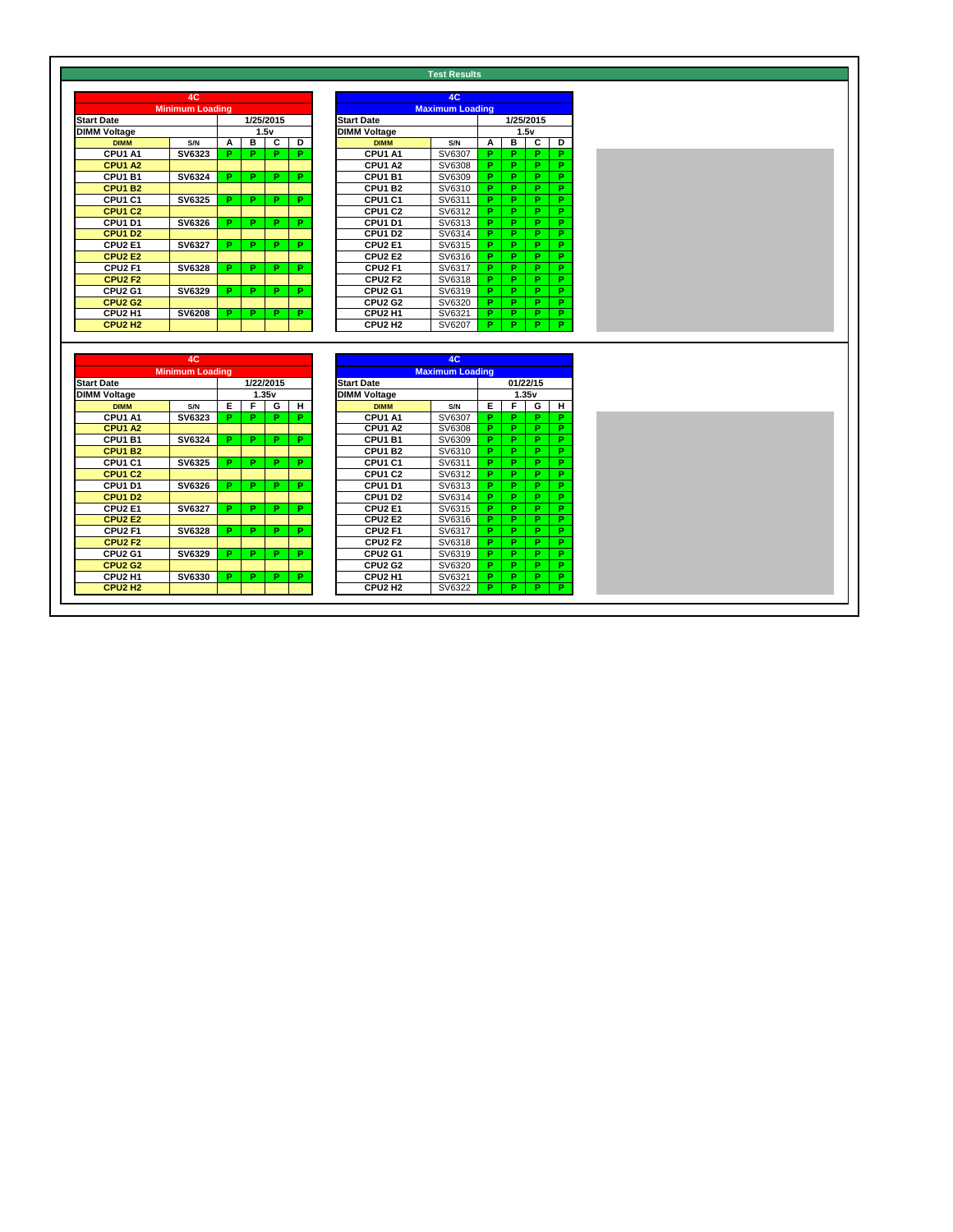## Test Results

| 4C Minimum Loading | | | | | |
|---|---|---|---|---|---|
| Start Date | | 1/25/2015 | | | |
| DIMM Voltage | | 1.5v | | | |
| DIMM | S/N | A | B | C | D |
| CPU1 A1 | SV6323 | P | P | P | P |
| CPU1 A2 | | | | | |
| CPU1 B1 | SV6324 | P | P | P | P |
| CPU1 B2 | | | | | |
| CPU1 C1 | SV6325 | P | P | P | P |
| CPU1 C2 | | | | | |
| CPU1 D1 | SV6326 | P | P | P | P |
| CPU1 D2 | | | | | |
| CPU2 E1 | SV6327 | P | P | P | P |
| CPU2 E2 | | | | | |
| CPU2 F1 | SV6328 | P | P | P | P |
| CPU2 F2 | | | | | |
| CPU2 G1 | SV6329 | P | P | P | P |
| CPU2 G2 | | | | | |
| CPU2 H1 | SV6208 | P | P | P | P |
| CPU2 H2 | | | | | |

| 4C Maximum Loading | | | | | |
|---|---|---|---|---|---|
| Start Date | | 1/25/2015 | | | |
| DIMM Voltage | | 1.5v | | | |
| DIMM | S/N | A | B | C | D |
| CPU1 A1 | SV6307 | P | P | P | P |
| CPU1 A2 | SV6308 | P | P | P | P |
| CPU1 B1 | SV6309 | P | P | P | P |
| CPU1 B2 | SV6310 | P | P | P | P |
| CPU1 C1 | SV6311 | P | P | P | P |
| CPU1 C2 | SV6312 | P | P | P | P |
| CPU1 D1 | SV6313 | P | P | P | P |
| CPU1 D2 | SV6314 | P | P | P | P |
| CPU2 E1 | SV6315 | P | P | P | P |
| CPU2 E2 | SV6316 | P | P | P | P |
| CPU2 F1 | SV6317 | P | P | P | P |
| CPU2 F2 | SV6318 | P | P | P | P |
| CPU2 G1 | SV6319 | P | P | P | P |
| CPU2 G2 | SV6320 | P | P | P | P |
| CPU2 H1 | SV6321 | P | P | P | P |
| CPU2 H2 | SV6207 | P | P | P | P |

| 4C Minimum Loading | | | | | |
|---|---|---|---|---|---|
| Start Date | | 1/22/2015 | | | |
| DIMM Voltage | | 1.35v | | | |
| DIMM | S/N | E | F | G | H |
| CPU1 A1 | SV6323 | P | P | P | P |
| CPU1 A2 | | | | | |
| CPU1 B1 | SV6324 | P | P | P | P |
| CPU1 B2 | | | | | |
| CPU1 C1 | SV6325 | P | P | P | P |
| CPU1 C2 | | | | | |
| CPU1 D1 | SV6326 | P | P | P | P |
| CPU1 D2 | | | | | |
| CPU2 E1 | SV6327 | P | P | P | P |
| CPU2 E2 | | | | | |
| CPU2 F1 | SV6328 | P | P | P | P |
| CPU2 F2 | | | | | |
| CPU2 G1 | SV6329 | P | P | P | P |
| CPU2 G2 | | | | | |
| CPU2 H1 | SV6330 | P | P | P | P |
| CPU2 H2 | | | | | |

| 4C Maximum Loading | | | | | |
|---|---|---|---|---|---|
| Start Date | | 01/22/15 | | | |
| DIMM Voltage | | 1.35v | | | |
| DIMM | S/N | E | F | G | H |
| CPU1 A1 | SV6307 | P | P | P | P |
| CPU1 A2 | SV6308 | P | P | P | P |
| CPU1 B1 | SV6309 | P | P | P | P |
| CPU1 B2 | SV6310 | P | P | P | P |
| CPU1 C1 | SV6311 | P | P | P | P |
| CPU1 C2 | SV6312 | P | P | P | P |
| CPU1 D1 | SV6313 | P | P | P | P |
| CPU1 D2 | SV6314 | P | P | P | P |
| CPU2 E1 | SV6315 | P | P | P | P |
| CPU2 E2 | SV6316 | P | P | P | P |
| CPU2 F1 | SV6317 | P | P | P | P |
| CPU2 F2 | SV6318 | P | P | P | P |
| CPU2 G1 | SV6319 | P | P | P | P |
| CPU2 G2 | SV6320 | P | P | P | P |
| CPU2 H1 | SV6321 | P | P | P | P |
| CPU2 H2 | SV6322 | P | P | P | P |